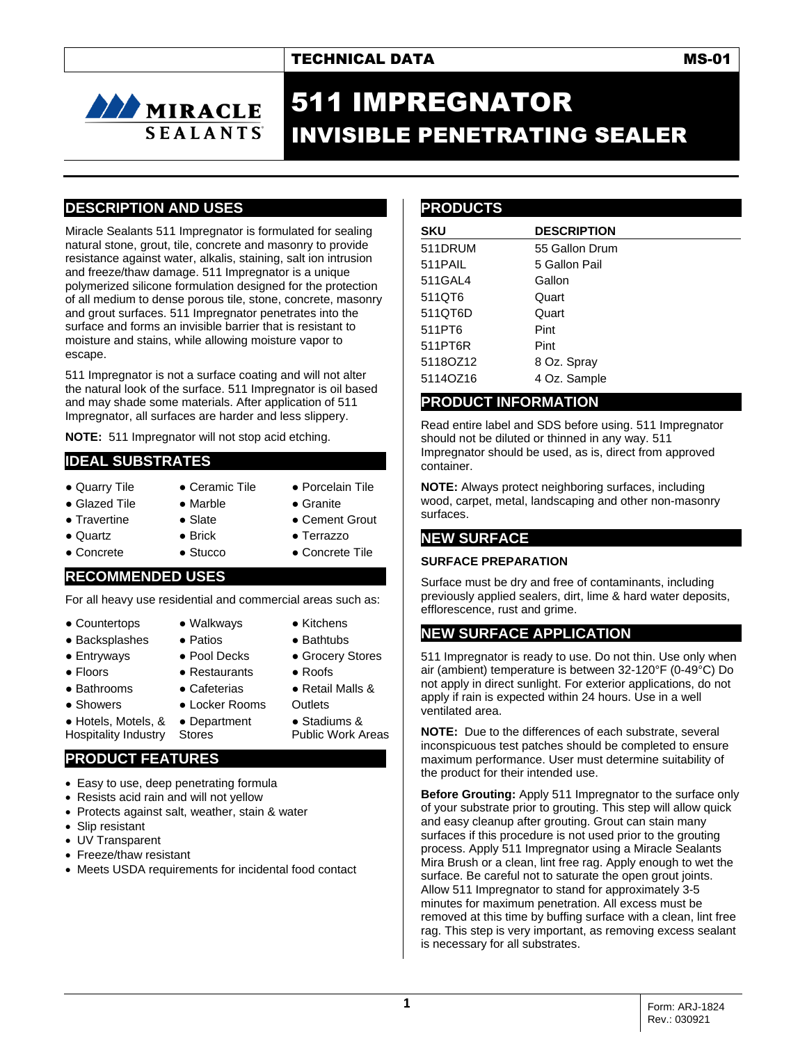TECHNICAL DATA MS-01

MIRACLE SEALANTS

# 511 IMPREGNATOR
## INVISIBLE PENETRATING SEALER

## DESCRIPTION AND USES

Miracle Sealants 511 Impregnator is formulated for sealing natural stone, grout, tile, concrete and masonry to provide resistance against water, alkalis, staining, salt ion intrusion and freeze/thaw damage. 511 Impregnator is a unique polymerized silicone formulation designed for the protection of all medium to dense porous tile, stone, concrete, masonry and grout surfaces. 511 Impregnator penetrates into the surface and forms an invisible barrier that is resistant to moisture and stains, while allowing moisture vapor to escape.

511 Impregnator is not a surface coating and will not alter the natural look of the surface. 511 Impregnator is oil based and may shade some materials. After application of 511 Impregnator, all surfaces are harder and less slippery.

**NOTE:** 511 Impregnator will not stop acid etching.

## IDEAL SUBSTRATES

- Quarry Tile
- Ceramic Tile
- Porcelain Tile
- Glazed Tile
- Marble
- Granite
- Travertine
- Slate
- Cement Grout
- Quartz
- Brick
- Terrazzo
- Concrete
- Stucco
- Concrete Tile

## RECOMMENDED USES

For all heavy use residential and commercial areas such as:

- Countertops
- Walkways
- Kitchens
- Backsplashes
- Patios
- Bathtubs
- Entryways
- Pool Decks
- Grocery Stores
- Floors
- Restaurants
- Roofs
- Bathrooms
- Cafeterias
- Retail Malls & Outlets
- Showers
- Locker Rooms
- Hotels, Motels, & Hospitality Industry
- Department Stores
- Stadiums & Public Work Areas

## PRODUCT FEATURES

- Easy to use, deep penetrating formula
- Resists acid rain and will not yellow
- Protects against salt, weather, stain & water
- Slip resistant
- UV Transparent
- Freeze/thaw resistant
- Meets USDA requirements for incidental food contact

## PRODUCTS

| SKU | DESCRIPTION |
|---|---|
| 511DRUM | 55 Gallon Drum |
| 511PAIL | 5 Gallon Pail |
| 511GAL4 | Gallon |
| 511QT6 | Quart |
| 511QT6D | Quart |
| 511PT6 | Pint |
| 511PT6R | Pint |
| 5118OZ12 | 8 Oz. Spray |
| 5114OZ16 | 4 Oz. Sample |

## PRODUCT INFORMATION

Read entire label and SDS before using. 511 Impregnator should not be diluted or thinned in any way. 511 Impregnator should be used, as is, direct from approved container.

**NOTE:** Always protect neighboring surfaces, including wood, carpet, metal, landscaping and other non-masonry surfaces.

## NEW SURFACE

### SURFACE PREPARATION

Surface must be dry and free of contaminants, including previously applied sealers, dirt, lime & hard water deposits, efflorescence, rust and grime.

## NEW SURFACE APPLICATION

511 Impregnator is ready to use. Do not thin. Use only when air (ambient) temperature is between 32-120°F (0-49°C) Do not apply in direct sunlight. For exterior applications, do not apply if rain is expected within 24 hours. Use in a well ventilated area.

**NOTE:** Due to the differences of each substrate, several inconspicuous test patches should be completed to ensure maximum performance. User must determine suitability of the product for their intended use.

**Before Grouting:** Apply 511 Impregnator to the surface only of your substrate prior to grouting. This step will allow quick and easy cleanup after grouting. Grout can stain many surfaces if this procedure is not used prior to the grouting process. Apply 511 Impregnator using a Miracle Sealants Mira Brush or a clean, lint free rag. Apply enough to wet the surface. Be careful not to saturate the open grout joints. Allow 511 Impregnator to stand for approximately 3-5 minutes for maximum penetration. All excess must be removed at this time by buffing surface with a clean, lint free rag. This step is very important, as removing excess sealant is necessary for all substrates.

Form: ARJ-1824
Rev.: 030921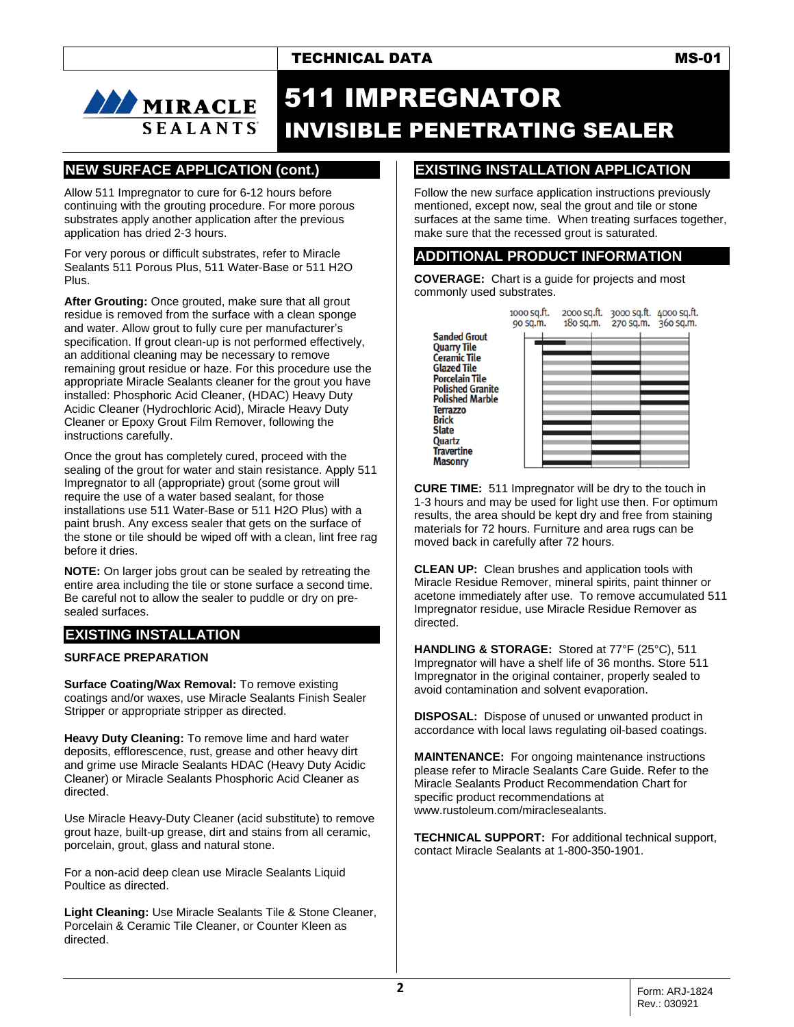## NEW SURFACE APPLICATION (cont.)

Allow 511 Impregnator to cure for 6-12 hours before continuing with the grouting procedure. For more porous substrates apply another application after the previous application has dried 2-3 hours.

For very porous or difficult substrates, refer to Miracle Sealants 511 Porous Plus, 511 Water-Base or 511 H2O Plus.

**After Grouting:** Once grouted, make sure that all grout residue is removed from the surface with a clean sponge and water. Allow grout to fully cure per manufacturer's specification. If grout clean-up is not performed effectively, an additional cleaning may be necessary to remove remaining grout residue or haze. For this procedure use the appropriate Miracle Sealants cleaner for the grout you have installed: Phosphoric Acid Cleaner, (HDAC) Heavy Duty Acidic Cleaner (Hydrochloric Acid), Miracle Heavy Duty Cleaner or Epoxy Grout Film Remover, following the instructions carefully.

Once the grout has completely cured, proceed with the sealing of the grout for water and stain resistance. Apply 511 Impregnator to all (appropriate) grout (some grout will require the use of a water based sealant, for those installations use 511 Water-Base or 511 H2O Plus) with a paint brush. Any excess sealer that gets on the surface of the stone or tile should be wiped off with a clean, lint free rag before it dries.

**NOTE:** On larger jobs grout can be sealed by retreating the entire area including the tile or stone surface a second time. Be careful not to allow the sealer to puddle or dry on pre-sealed surfaces.

## EXISTING INSTALLATION

**SURFACE PREPARATION**

**Surface Coating/Wax Removal:** To remove existing coatings and/or waxes, use Miracle Sealants Finish Sealer Stripper or appropriate stripper as directed.

**Heavy Duty Cleaning:** To remove lime and hard water deposits, efflorescence, rust, grease and other heavy dirt and grime use Miracle Sealants HDAC (Heavy Duty Acidic Cleaner) or Miracle Sealants Phosphoric Acid Cleaner as directed.

Use Miracle Heavy-Duty Cleaner (acid substitute) to remove grout haze, built-up grease, dirt and stains from all ceramic, porcelain, grout, glass and natural stone.

For a non-acid deep clean use Miracle Sealants Liquid Poultice as directed.

**Light Cleaning:** Use Miracle Sealants Tile & Stone Cleaner, Porcelain & Ceramic Tile Cleaner, or Counter Kleen as directed.

## EXISTING INSTALLATION APPLICATION

Follow the new surface application instructions previously mentioned, except now, seal the grout and tile or stone surfaces at the same time. When treating surfaces together, make sure that the recessed grout is saturated.

## ADDITIONAL PRODUCT INFORMATION

**COVERAGE:** Chart is a guide for projects and most commonly used substrates.

| Substrate | Approximate coverage (chart bar) |
|---|---|
| Sanded Grout | below 1000 sq.ft. / 90 sq.m. |
| Quarry Tile | 1000–2000 sq.ft. / 90–180 sq.m. |
| Ceramic Tile | 2000–3000 sq.ft. / 180–270 sq.m. |
| Glazed Tile | 2000–3000 sq.ft. / 180–270 sq.m. |
| Porcelain Tile | 3000–4000 sq.ft. / 270–360 sq.m. |
| Polished Granite | 3000–4000 sq.ft. / 270–360 sq.m. |
| Polished Marble | 3000–4000 sq.ft. / 270–360 sq.m. |
| Terrazzo | 2000–3000 sq.ft. / 180–270 sq.m. |
| Brick | 1000–2000 sq.ft. / 90–180 sq.m. |
| Slate | 1000–2000 sq.ft. / 90–180 sq.m. |
| Quartz | 2000–3000 sq.ft. / 180–270 sq.m. |
| Travertine | 2000–3000 sq.ft. / 180–270 sq.m. |
| Masonry | 1000–2000 sq.ft. / 90–180 sq.m. |

**CURE TIME:** 511 Impregnator will be dry to the touch in 1-3 hours and may be used for light use then. For optimum results, the area should be kept dry and free from staining materials for 72 hours. Furniture and area rugs can be moved back in carefully after 72 hours.

**CLEAN UP:** Clean brushes and application tools with Miracle Residue Remover, mineral spirits, paint thinner or acetone immediately after use. To remove accumulated 511 Impregnator residue, use Miracle Residue Remover as directed.

**HANDLING & STORAGE:** Stored at 77°F (25°C), 511 Impregnator will have a shelf life of 36 months. Store 511 Impregnator in the original container, properly sealed to avoid contamination and solvent evaporation.

**DISPOSAL:** Dispose of unused or unwanted product in accordance with local laws regulating oil-based coatings.

**MAINTENANCE:** For ongoing maintenance instructions please refer to Miracle Sealants Care Guide. Refer to the Miracle Sealants Product Recommendation Chart for specific product recommendations at www.rustoleum.com/miraclesealants.

**TECHNICAL SUPPORT:** For additional technical support, contact Miracle Sealants at 1-800-350-1901.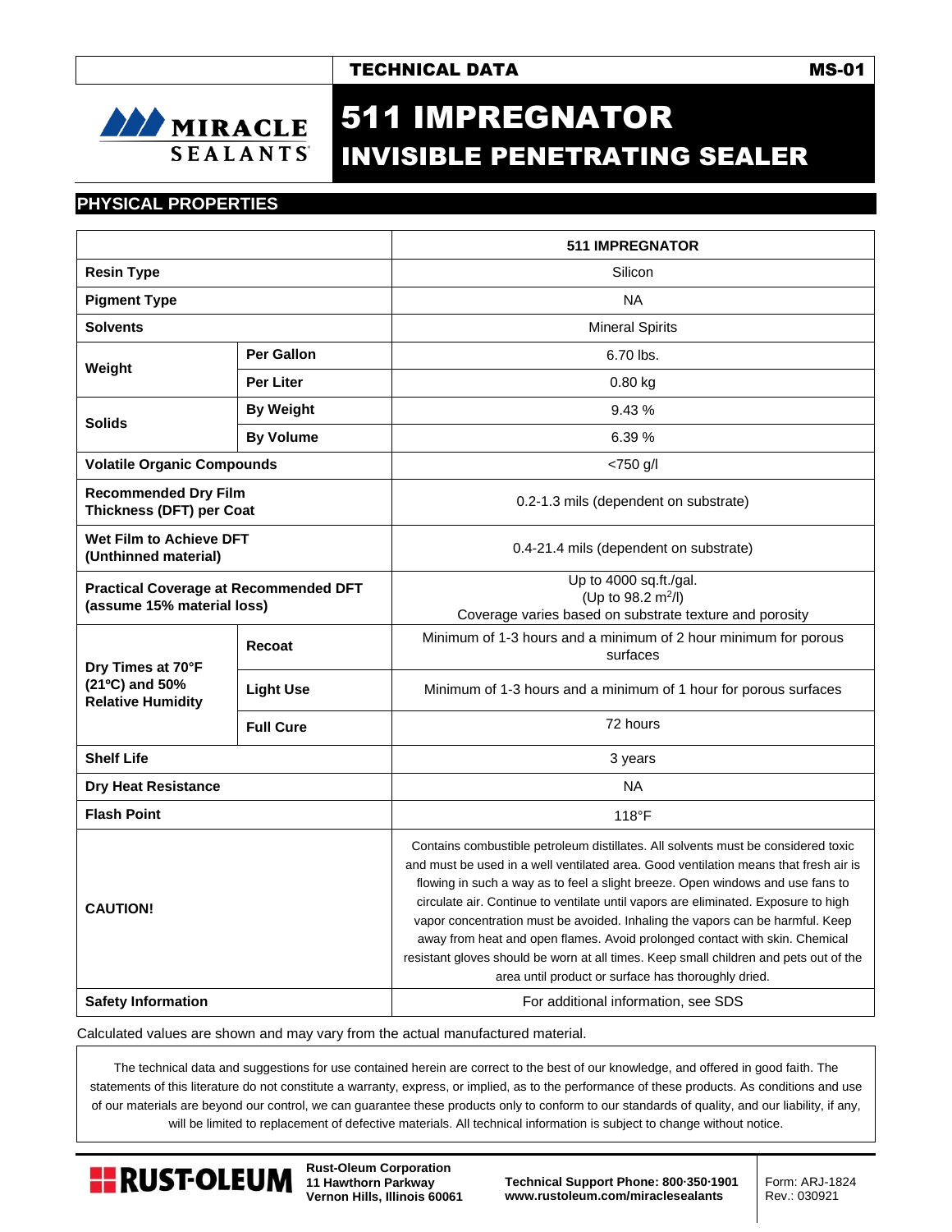TECHNICAL DATA MS-01

MIRACLE SEALANTS

# 511 IMPREGNATOR
## INVISIBLE PENETRATING SEALER

## PHYSICAL PROPERTIES

| | | 511 IMPREGNATOR |
|---|---|---|
| **Resin Type** | | Silicon |
| **Pigment Type** | | NA |
| **Solvents** | | Mineral Spirits |
| **Weight** | **Per Gallon** | 6.70 lbs. |
| | **Per Liter** | 0.80 kg |
| **Solids** | **By Weight** | 9.43 % |
| | **By Volume** | 6.39 % |
| **Volatile Organic Compounds** | | <750 g/l |
| **Recommended Dry Film Thickness (DFT) per Coat** | | 0.2-1.3 mils (dependent on substrate) |
| **Wet Film to Achieve DFT (Unthinned material)** | | 0.4-21.4 mils (dependent on substrate) |
| **Practical Coverage at Recommended DFT (assume 15% material loss)** | | Up to 4000 sq.ft./gal. (Up to 98.2 $m^2$/l) Coverage varies based on substrate texture and porosity |
| **Dry Times at 70°F (21ºC) and 50% Relative Humidity** | **Recoat** | Minimum of 1-3 hours and a minimum of 2 hour minimum for porous surfaces |
| | **Light Use** | Minimum of 1-3 hours and a minimum of 1 hour for porous surfaces |
| | **Full Cure** | 72 hours |
| **Shelf Life** | | 3 years |
| **Dry Heat Resistance** | | NA |
| **Flash Point** | | 118°F |
| **CAUTION!** | | Contains combustible petroleum distillates. All solvents must be considered toxic and must be used in a well ventilated area. Good ventilation means that fresh air is flowing in such a way as to feel a slight breeze. Open windows and use fans to circulate air. Continue to ventilate until vapors are eliminated. Exposure to high vapor concentration must be avoided. Inhaling the vapors can be harmful. Keep away from heat and open flames. Avoid prolonged contact with skin. Chemical resistant gloves should be worn at all times. Keep small children and pets out of the area until product or surface has thoroughly dried. |
| **Safety Information** | | For additional information, see SDS |

Calculated values are shown and may vary from the actual manufactured material.

The technical data and suggestions for use contained herein are correct to the best of our knowledge, and offered in good faith. The statements of this literature do not constitute a warranty, express, or implied, as to the performance of these products. As conditions and use of our materials are beyond our control, we can guarantee these products only to conform to our standards of quality, and our liability, if any, will be limited to replacement of defective materials. All technical information is subject to change without notice.

RUST-OLEUM

**Rust-Oleum Corporation**
**11 Hawthorn Parkway**
**Vernon Hills, Illinois 60061**

**Technical Support Phone: 800·350·1901**
**www.rustoleum.com/miraclesealants**

Form: ARJ-1824
Rev.: 030921